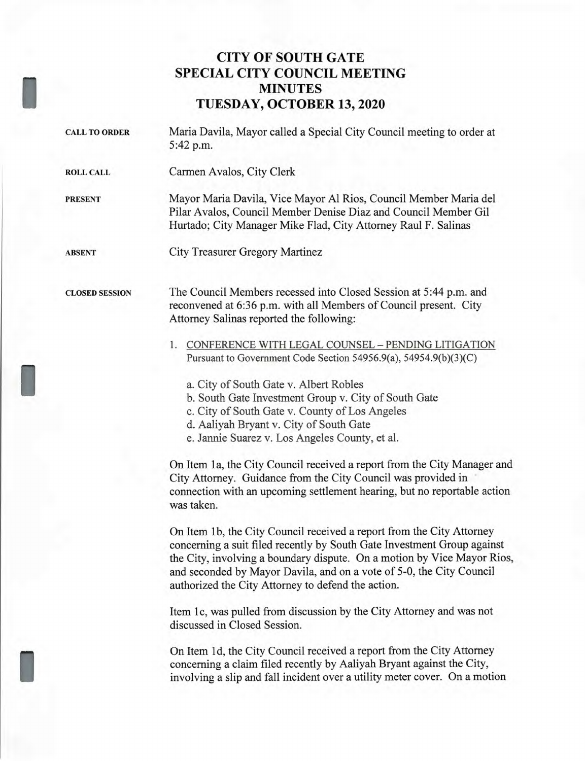# CITY OF SOUTH GATE
# SPECIAL CITY COUNCIL MEETING
# MINUTES
# TUESDAY, OCTOBER 13, 2020

**CALL TO ORDER**

Maria Davila, Mayor called a Special City Council meeting to order at 5:42 p.m.

**ROLL CALL**

Carmen Avalos, City Clerk

**PRESENT**

Mayor Maria Davila, Vice Mayor Al Rios, Council Member Maria del Pilar Avalos, Council Member Denise Diaz and Council Member Gil Hurtado; City Manager Mike Flad, City Attorney Raul F. Salinas

**ABSENT**

City Treasurer Gregory Martinez

**CLOSED SESSION**

The Council Members recessed into Closed Session at 5:44 p.m. and reconvened at 6:36 p.m. with all Members of Council present. City Attorney Salinas reported the following:

1. CONFERENCE WITH LEGAL COUNSEL – PENDING LITIGATION
   Pursuant to Government Code Section 54956.9(a), 54954.9(b)(3)(C)

   a. City of South Gate v. Albert Robles
   b. South Gate Investment Group v. City of South Gate
   c. City of South Gate v. County of Los Angeles
   d. Aaliyah Bryant v. City of South Gate
   e. Jannie Suarez v. Los Angeles County, et al.

On Item 1a, the City Council received a report from the City Manager and City Attorney. Guidance from the City Council was provided in connection with an upcoming settlement hearing, but no reportable action was taken.

On Item 1b, the City Council received a report from the City Attorney concerning a suit filed recently by South Gate Investment Group against the City, involving a boundary dispute. On a motion by Vice Mayor Rios, and seconded by Mayor Davila, and on a vote of 5-0, the City Council authorized the City Attorney to defend the action.

Item 1c, was pulled from discussion by the City Attorney and was not discussed in Closed Session.

On Item 1d, the City Council received a report from the City Attorney concerning a claim filed recently by Aaliyah Bryant against the City, involving a slip and fall incident over a utility meter cover. On a motion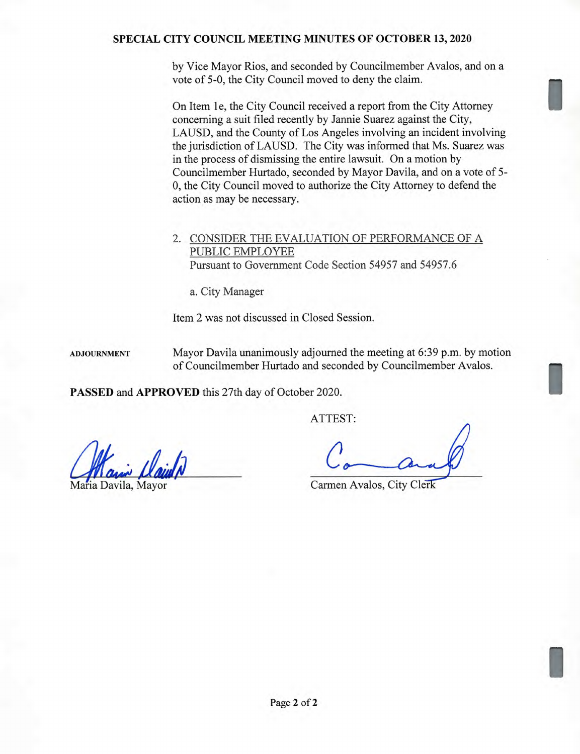by Vice Mayor Rios, and seconded by Councilmember Avalos, and on a vote of 5-0, the City Council moved to deny the claim.

On Item 1e, the City Council received a report from the City Attorney concerning a suit filed recently by Jannie Suarez against the City, LAUSD, and the County of Los Angeles involving an incident involving the jurisdiction of LAUSD. The City was informed that Ms. Suarez was in the process of dismissing the entire lawsuit. On a motion by Councilmember Hurtado, seconded by Mayor Davila, and on a vote of 5-0, the City Council moved to authorize the City Attorney to defend the action as may be necessary.

2. CONSIDER THE EVALUATION OF PERFORMANCE OF A PUBLIC EMPLOYEE
   Pursuant to Government Code Section 54957 and 54957.6

   a. City Manager

Item 2 was not discussed in Closed Session.

**ADJOURNMENT** Mayor Davila unanimously adjourned the meeting at 6:39 p.m. by motion of Councilmember Hurtado and seconded by Councilmember Avalos.

**PASSED** and **APPROVED** this 27th day of October 2020.

ATTEST:

Maria Davila, Mayor

Carmen Avalos, City Clerk